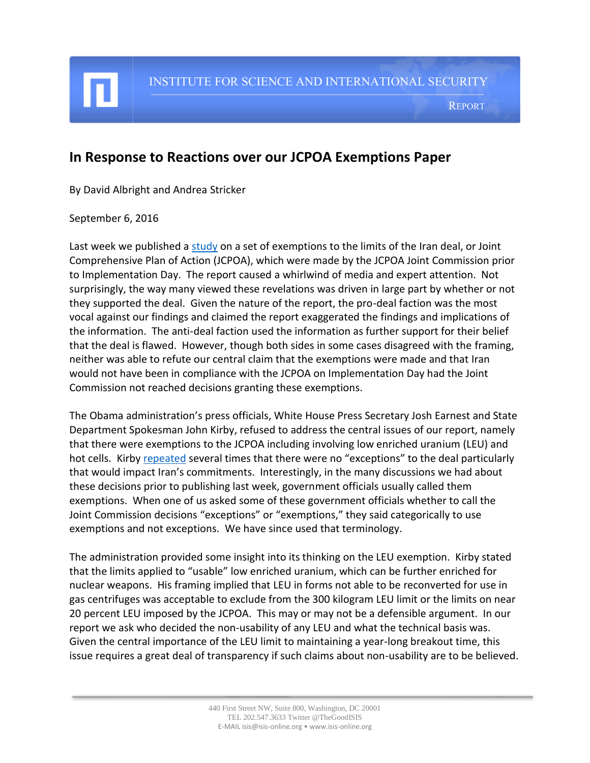INSTITUTE FOR SCIENCE AND INTERNATIONAL SECURITY

REPORT

# In Response to Reactions over our JCPOA Exemptions Paper

By David Albright and Andrea Stricker

September 6, 2016

Last week we published a study on a set of exemptions to the limits of the Iran deal, or Joint Comprehensive Plan of Action (JCPOA), which were made by the JCPOA Joint Commission prior to Implementation Day. The report caused a whirlwind of media and expert attention. Not surprisingly, the way many viewed these revelations was driven in large part by whether or not they supported the deal. Given the nature of the report, the pro-deal faction was the most vocal against our findings and claimed the report exaggerated the findings and implications of the information. The anti-deal faction used the information as further support for their belief that the deal is flawed. However, though both sides in some cases disagreed with the framing, neither was able to refute our central claim that the exemptions were made and that Iran would not have been in compliance with the JCPOA on Implementation Day had the Joint Commission not reached decisions granting these exemptions.

The Obama administration's press officials, White House Press Secretary Josh Earnest and State Department Spokesman John Kirby, refused to address the central issues of our report, namely that there were exemptions to the JCPOA including involving low enriched uranium (LEU) and hot cells. Kirby repeated several times that there were no "exceptions" to the deal particularly that would impact Iran's commitments. Interestingly, in the many discussions we had about these decisions prior to publishing last week, government officials usually called them exemptions. When one of us asked some of these government officials whether to call the Joint Commission decisions "exceptions" or "exemptions," they said categorically to use exemptions and not exceptions. We have since used that terminology.

The administration provided some insight into its thinking on the LEU exemption. Kirby stated that the limits applied to "usable" low enriched uranium, which can be further enriched for nuclear weapons. His framing implied that LEU in forms not able to be reconverted for use in gas centrifuges was acceptable to exclude from the 300 kilogram LEU limit or the limits on near 20 percent LEU imposed by the JCPOA. This may or may not be a defensible argument. In our report we ask who decided the non-usability of any LEU and what the technical basis was. Given the central importance of the LEU limit to maintaining a year-long breakout time, this issue requires a great deal of transparency if such claims about non-usability are to be believed.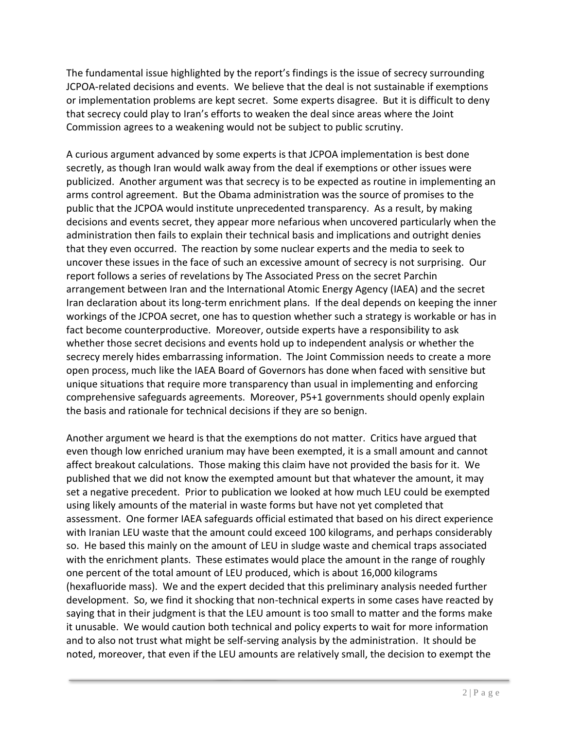The fundamental issue highlighted by the report's findings is the issue of secrecy surrounding JCPOA-related decisions and events. We believe that the deal is not sustainable if exemptions or implementation problems are kept secret. Some experts disagree. But it is difficult to deny that secrecy could play to Iran's efforts to weaken the deal since areas where the Joint Commission agrees to a weakening would not be subject to public scrutiny.

A curious argument advanced by some experts is that JCPOA implementation is best done secretly, as though Iran would walk away from the deal if exemptions or other issues were publicized. Another argument was that secrecy is to be expected as routine in implementing an arms control agreement. But the Obama administration was the source of promises to the public that the JCPOA would institute unprecedented transparency. As a result, by making decisions and events secret, they appear more nefarious when uncovered particularly when the administration then fails to explain their technical basis and implications and outright denies that they even occurred. The reaction by some nuclear experts and the media to seek to uncover these issues in the face of such an excessive amount of secrecy is not surprising. Our report follows a series of revelations by The Associated Press on the secret Parchin arrangement between Iran and the International Atomic Energy Agency (IAEA) and the secret Iran declaration about its long-term enrichment plans. If the deal depends on keeping the inner workings of the JCPOA secret, one has to question whether such a strategy is workable or has in fact become counterproductive. Moreover, outside experts have a responsibility to ask whether those secret decisions and events hold up to independent analysis or whether the secrecy merely hides embarrassing information. The Joint Commission needs to create a more open process, much like the IAEA Board of Governors has done when faced with sensitive but unique situations that require more transparency than usual in implementing and enforcing comprehensive safeguards agreements. Moreover, P5+1 governments should openly explain the basis and rationale for technical decisions if they are so benign.

Another argument we heard is that the exemptions do not matter. Critics have argued that even though low enriched uranium may have been exempted, it is a small amount and cannot affect breakout calculations. Those making this claim have not provided the basis for it. We published that we did not know the exempted amount but that whatever the amount, it may set a negative precedent. Prior to publication we looked at how much LEU could be exempted using likely amounts of the material in waste forms but have not yet completed that assessment. One former IAEA safeguards official estimated that based on his direct experience with Iranian LEU waste that the amount could exceed 100 kilograms, and perhaps considerably so. He based this mainly on the amount of LEU in sludge waste and chemical traps associated with the enrichment plants. These estimates would place the amount in the range of roughly one percent of the total amount of LEU produced, which is about 16,000 kilograms (hexafluoride mass). We and the expert decided that this preliminary analysis needed further development. So, we find it shocking that non-technical experts in some cases have reacted by saying that in their judgment is that the LEU amount is too small to matter and the forms make it unusable. We would caution both technical and policy experts to wait for more information and to also not trust what might be self-serving analysis by the administration. It should be noted, moreover, that even if the LEU amounts are relatively small, the decision to exempt the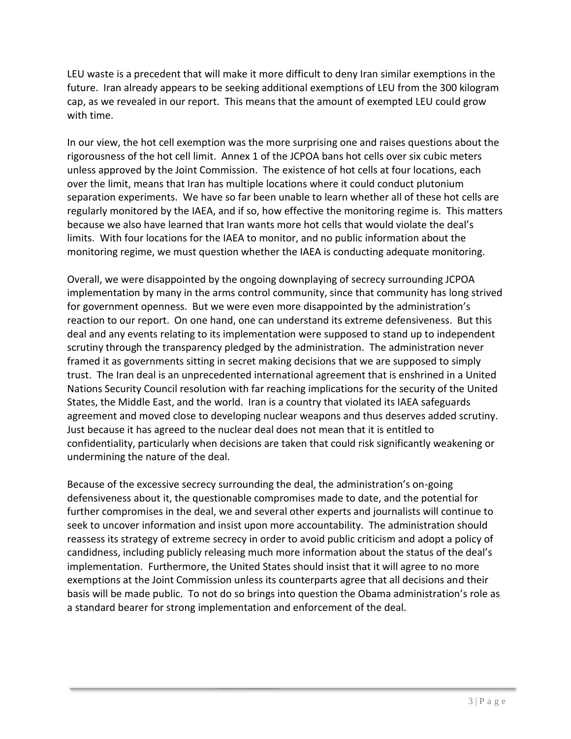LEU waste is a precedent that will make it more difficult to deny Iran similar exemptions in the future. Iran already appears to be seeking additional exemptions of LEU from the 300 kilogram cap, as we revealed in our report. This means that the amount of exempted LEU could grow with time.

In our view, the hot cell exemption was the more surprising one and raises questions about the rigorousness of the hot cell limit. Annex 1 of the JCPOA bans hot cells over six cubic meters unless approved by the Joint Commission. The existence of hot cells at four locations, each over the limit, means that Iran has multiple locations where it could conduct plutonium separation experiments. We have so far been unable to learn whether all of these hot cells are regularly monitored by the IAEA, and if so, how effective the monitoring regime is. This matters because we also have learned that Iran wants more hot cells that would violate the deal's limits. With four locations for the IAEA to monitor, and no public information about the monitoring regime, we must question whether the IAEA is conducting adequate monitoring.

Overall, we were disappointed by the ongoing downplaying of secrecy surrounding JCPOA implementation by many in the arms control community, since that community has long strived for government openness. But we were even more disappointed by the administration's reaction to our report. On one hand, one can understand its extreme defensiveness. But this deal and any events relating to its implementation were supposed to stand up to independent scrutiny through the transparency pledged by the administration. The administration never framed it as governments sitting in secret making decisions that we are supposed to simply trust. The Iran deal is an unprecedented international agreement that is enshrined in a United Nations Security Council resolution with far reaching implications for the security of the United States, the Middle East, and the world. Iran is a country that violated its IAEA safeguards agreement and moved close to developing nuclear weapons and thus deserves added scrutiny. Just because it has agreed to the nuclear deal does not mean that it is entitled to confidentiality, particularly when decisions are taken that could risk significantly weakening or undermining the nature of the deal.

Because of the excessive secrecy surrounding the deal, the administration's on-going defensiveness about it, the questionable compromises made to date, and the potential for further compromises in the deal, we and several other experts and journalists will continue to seek to uncover information and insist upon more accountability. The administration should reassess its strategy of extreme secrecy in order to avoid public criticism and adopt a policy of candidness, including publicly releasing much more information about the status of the deal's implementation. Furthermore, the United States should insist that it will agree to no more exemptions at the Joint Commission unless its counterparts agree that all decisions and their basis will be made public. To not do so brings into question the Obama administration's role as a standard bearer for strong implementation and enforcement of the deal.